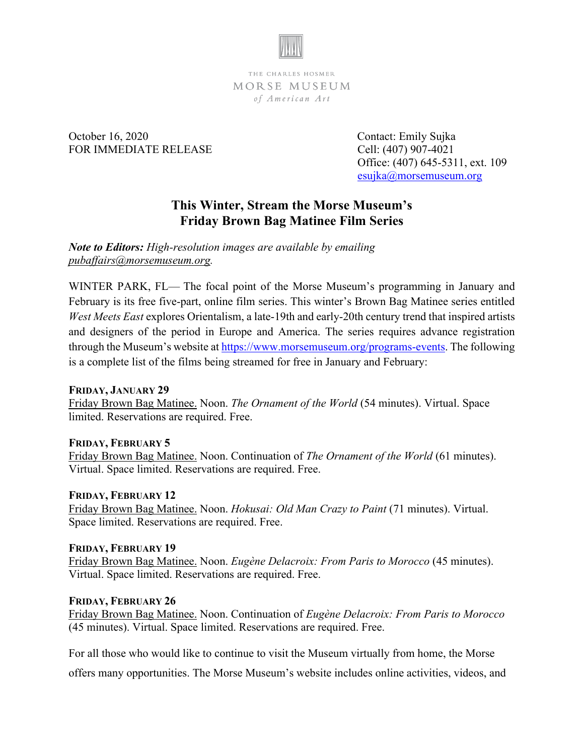THE CHARLES HOSMER
MORSE MUSEUM
*of American Art*

October 16, 2020
FOR IMMEDIATE RELEASE

Contact: Emily Sujka
Cell: (407) 907-4021
Office: (407) 645-5311, ext. 109
esujka@morsemuseum.org

# This Winter, Stream the Morse Museum's Friday Brown Bag Matinee Film Series

***Note to Editors:*** *High-resolution images are available by emailing pubaffairs@morsemuseum.org.*

WINTER PARK, FL— The focal point of the Morse Museum's programming in January and February is its free five-part, online film series. This winter's Brown Bag Matinee series entitled *West Meets East* explores Orientalism, a late-19th and early-20th century trend that inspired artists and designers of the period in Europe and America. The series requires advance registration through the Museum's website at https://www.morsemuseum.org/programs-events. The following is a complete list of the films being streamed for free in January and February:

**FRIDAY, JANUARY 29**
Friday Brown Bag Matinee. Noon. *The Ornament of the World* (54 minutes). Virtual. Space limited. Reservations are required. Free.

**FRIDAY, FEBRUARY 5**
Friday Brown Bag Matinee. Noon. Continuation of *The Ornament of the World* (61 minutes). Virtual. Space limited. Reservations are required. Free.

**FRIDAY, FEBRUARY 12**
Friday Brown Bag Matinee. Noon. *Hokusai: Old Man Crazy to Paint* (71 minutes). Virtual. Space limited. Reservations are required. Free.

**FRIDAY, FEBRUARY 19**
Friday Brown Bag Matinee. Noon. *Eugène Delacroix: From Paris to Morocco* (45 minutes). Virtual. Space limited. Reservations are required. Free.

**FRIDAY, FEBRUARY 26**
Friday Brown Bag Matinee. Noon. Continuation of *Eugène Delacroix: From Paris to Morocco* (45 minutes). Virtual. Space limited. Reservations are required. Free.

For all those who would like to continue to visit the Museum virtually from home, the Morse offers many opportunities. The Morse Museum's website includes online activities, videos, and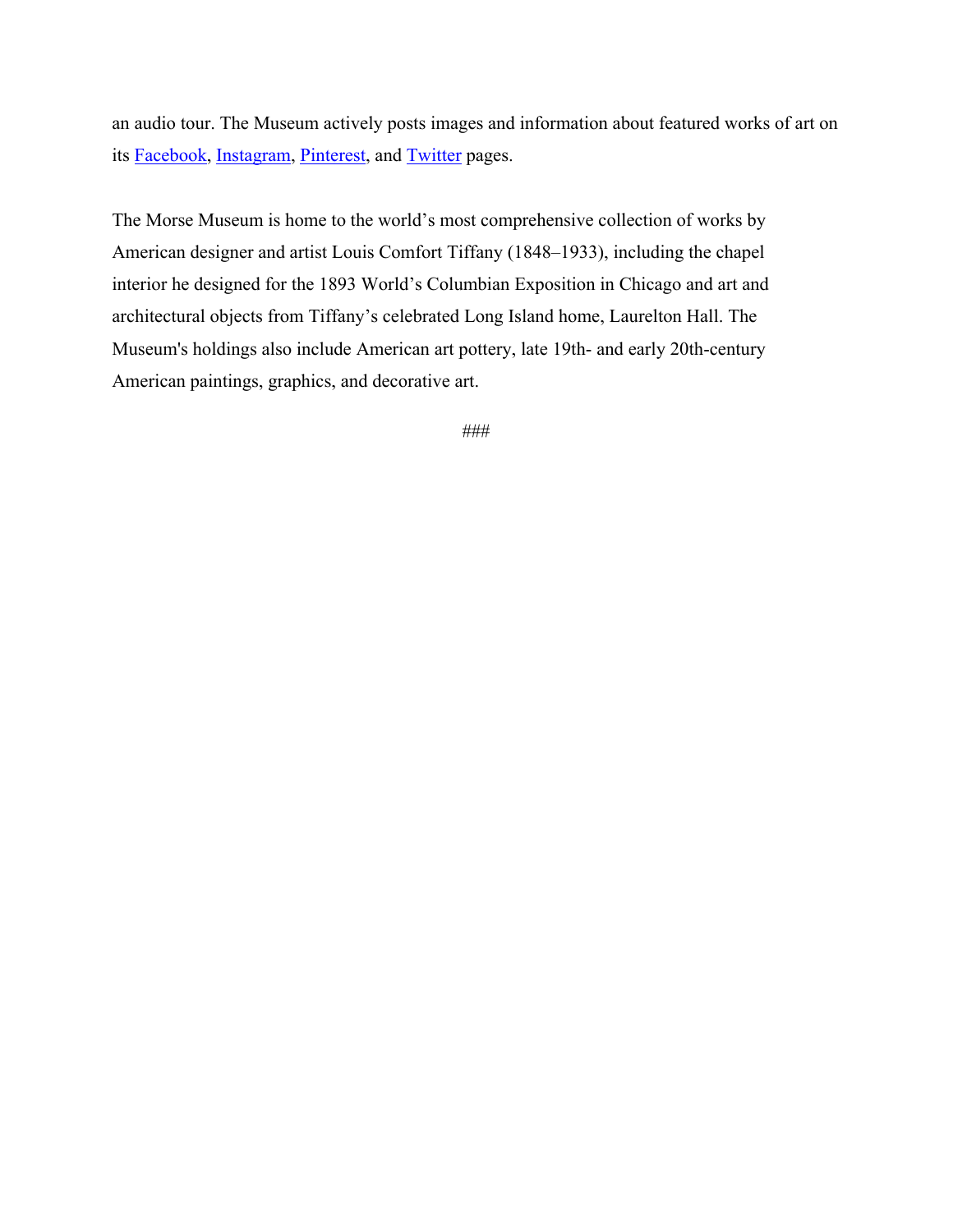an audio tour. The Museum actively posts images and information about featured works of art on its Facebook, Instagram, Pinterest, and Twitter pages.

The Morse Museum is home to the world's most comprehensive collection of works by American designer and artist Louis Comfort Tiffany (1848–1933), including the chapel interior he designed for the 1893 World's Columbian Exposition in Chicago and art and architectural objects from Tiffany's celebrated Long Island home, Laurelton Hall. The Museum's holdings also include American art pottery, late 19th- and early 20th-century American paintings, graphics, and decorative art.

###